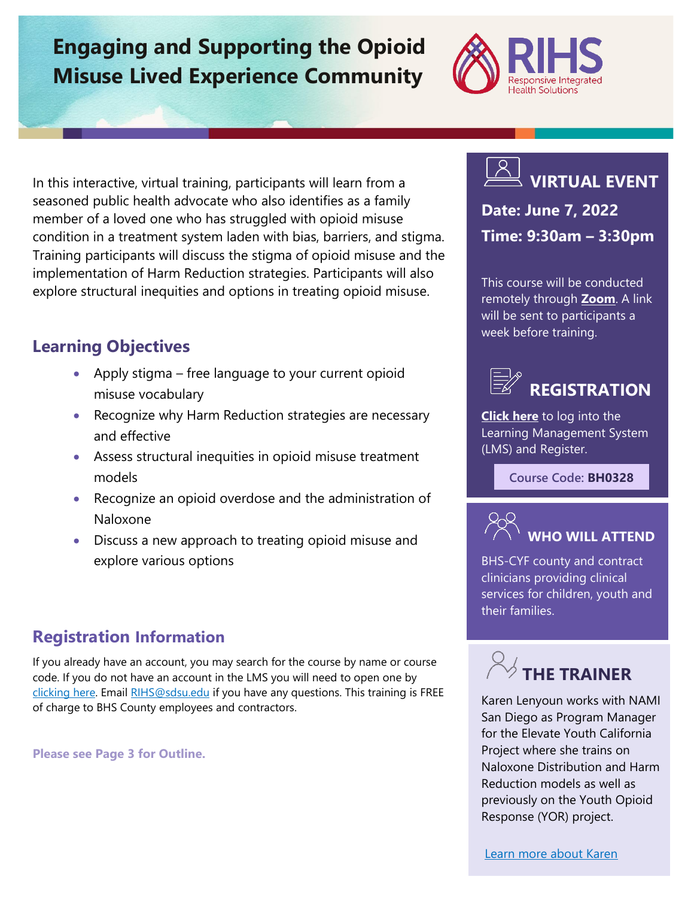# Engaging and Supporting the Opioid Misuse Lived Experience Community

RIHS
Responsive Integrated Health Solutions

In this interactive, virtual training, participants will learn from a seasoned public health advocate who also identifies as a family member of a loved one who has struggled with opioid misuse condition in a treatment system laden with bias, barriers, and stigma. Training participants will discuss the stigma of opioid misuse and the implementation of Harm Reduction strategies. Participants will also explore structural inequities and options in treating opioid misuse.

## Learning Objectives

- Apply stigma – free language to your current opioid misuse vocabulary
- Recognize why Harm Reduction strategies are necessary and effective
- Assess structural inequities in opioid misuse treatment models
- Recognize an opioid overdose and the administration of Naloxone
- Discuss a new approach to treating opioid misuse and explore various options

## Registration Information

If you already have an account, you may search for the course by name or course code. If you do not have an account in the LMS you will need to open one by clicking here. Email RIHS@sdsu.edu if you have any questions. This training is FREE of charge to BHS County employees and contractors.

**Please see Page 3 for Outline.**

## VIRTUAL EVENT

**Date: June 7, 2022**

**Time: 9:30am – 3:30pm**

This course will be conducted remotely through **Zoom**. A link will be sent to participants a week before training.

## REGISTRATION

**Click here** to log into the Learning Management System (LMS) and Register.

Course Code: **BH0328**

## WHO WILL ATTEND

BHS-CYF county and contract clinicians providing clinical services for children, youth and their families.

## THE TRAINER

Karen Lenyoun works with NAMI San Diego as Program Manager for the Elevate Youth California Project where she trains on Naloxone Distribution and Harm Reduction models as well as previously on the Youth Opioid Response (YOR) project.

Learn more about Karen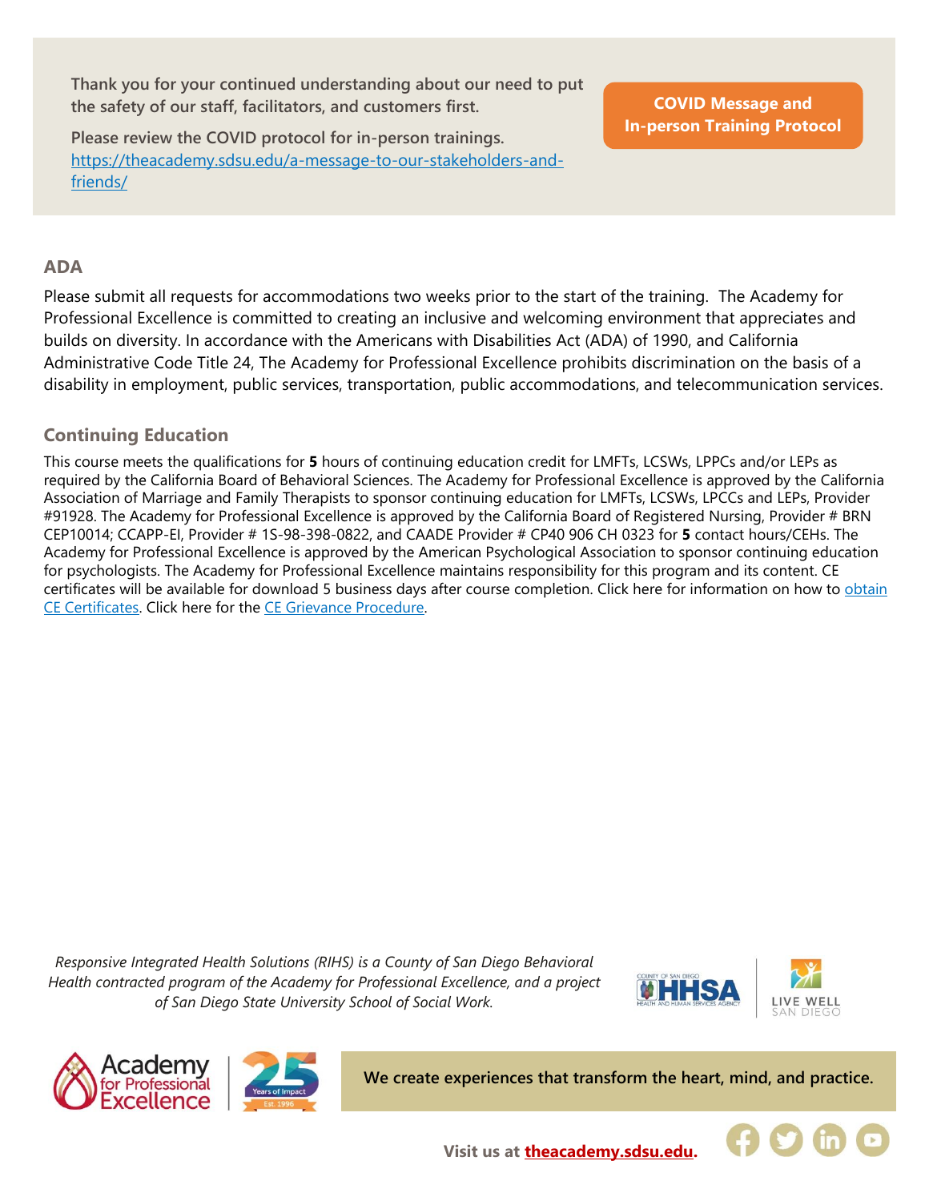Thank you for your continued understanding about our need to put the safety of our staff, facilitators, and customers first.

Please review the COVID protocol for in-person trainings.
https://theacademy.sdsu.edu/a-message-to-our-stakeholders-and-friends/

**COVID Message and In-person Training Protocol**

## ADA

Please submit all requests for accommodations two weeks prior to the start of the training. The Academy for Professional Excellence is committed to creating an inclusive and welcoming environment that appreciates and builds on diversity. In accordance with the Americans with Disabilities Act (ADA) of 1990, and California Administrative Code Title 24, The Academy for Professional Excellence prohibits discrimination on the basis of a disability in employment, public services, transportation, public accommodations, and telecommunication services.

## Continuing Education

This course meets the qualifications for **5** hours of continuing education credit for LMFTs, LCSWs, LPPCs and/or LEPs as required by the California Board of Behavioral Sciences. The Academy for Professional Excellence is approved by the California Association of Marriage and Family Therapists to sponsor continuing education for LMFTs, LCSWs, LPCCs and LEPs, Provider #91928. The Academy for Professional Excellence is approved by the California Board of Registered Nursing, Provider # BRN CEP10014; CCAPP-EI, Provider # 1S-98-398-0822, and CAADE Provider # CP40 906 CH 0323 for **5** contact hours/CEHs. The Academy for Professional Excellence is approved by the American Psychological Association to sponsor continuing education for psychologists. The Academy for Professional Excellence maintains responsibility for this program and its content. CE certificates will be available for download 5 business days after course completion. Click here for information on how to obtain CE Certificates. Click here for the CE Grievance Procedure.

*Responsive Integrated Health Solutions (RIHS) is a County of San Diego Behavioral Health contracted program of the Academy for Professional Excellence, and a project of San Diego State University School of Social Work.*

**We create experiences that transform the heart, mind, and practice.**

**Visit us at theacademy.sdsu.edu.**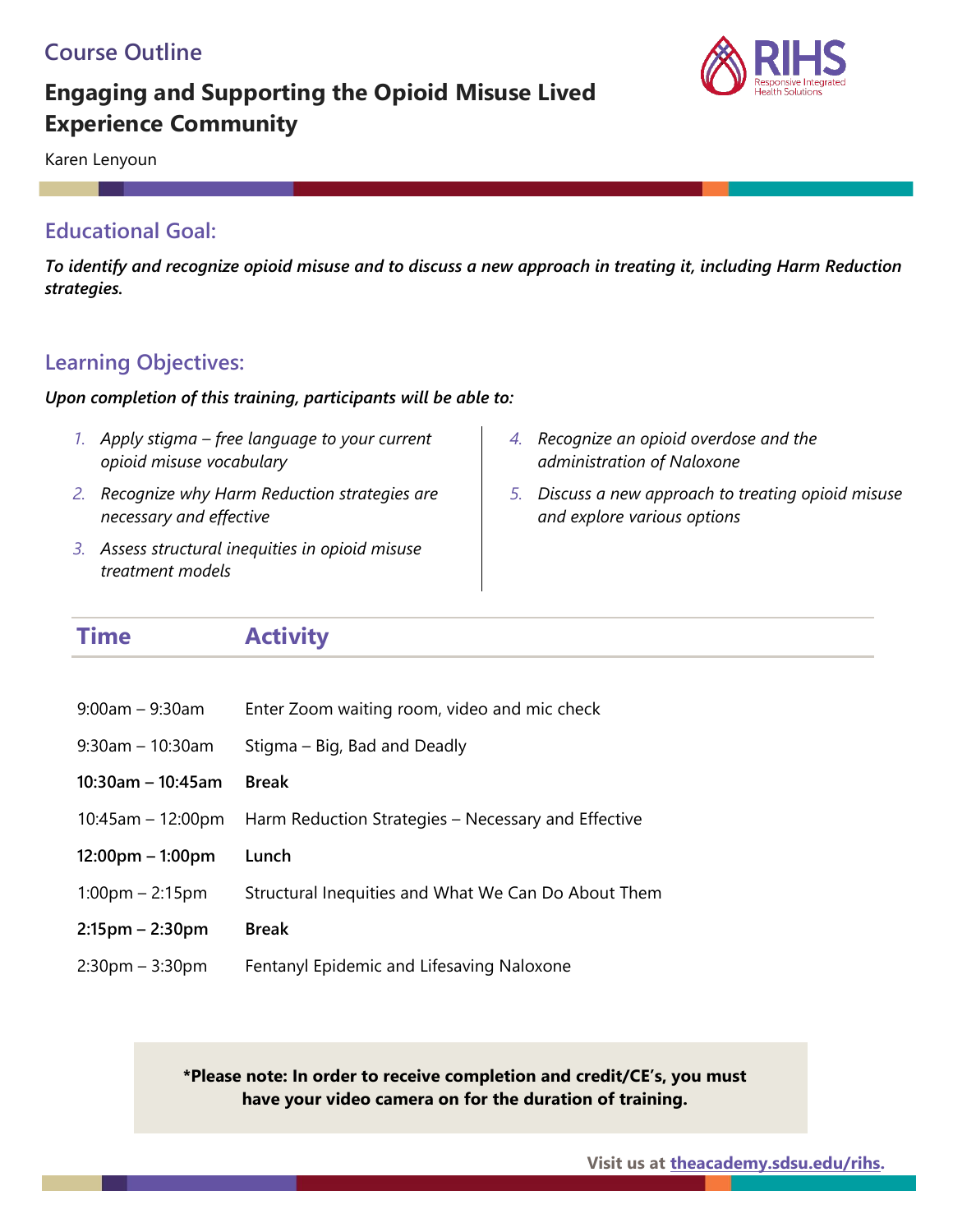## Course Outline

# Engaging and Supporting the Opioid Misuse Lived Experience Community

Karen Lenyoun

## Educational Goal:

***To identify and recognize opioid misuse and to discuss a new approach in treating it, including Harm Reduction strategies.***

## Learning Objectives:

***Upon completion of this training, participants will be able to:***

1. *Apply stigma – free language to your current opioid misuse vocabulary*
2. *Recognize why Harm Reduction strategies are necessary and effective*
3. *Assess structural inequities in opioid misuse treatment models*
4. *Recognize an opioid overdose and the administration of Naloxone*
5. *Discuss a new approach to treating opioid misuse and explore various options*

| Time | Activity |
|---|---|
| 9:00am – 9:30am | Enter Zoom waiting room, video and mic check |
| 9:30am – 10:30am | Stigma – Big, Bad and Deadly |
| **10:30am – 10:45am** | **Break** |
| 10:45am – 12:00pm | Harm Reduction Strategies – Necessary and Effective |
| **12:00pm – 1:00pm** | **Lunch** |
| 1:00pm – 2:15pm | Structural Inequities and What We Can Do About Them |
| **2:15pm – 2:30pm** | **Break** |
| 2:30pm – 3:30pm | Fentanyl Epidemic and Lifesaving Naloxone |

**\*Please note: In order to receive completion and credit/CE's, you must have your video camera on for the duration of training.**

**Visit us at theacademy.sdsu.edu/rihs.**